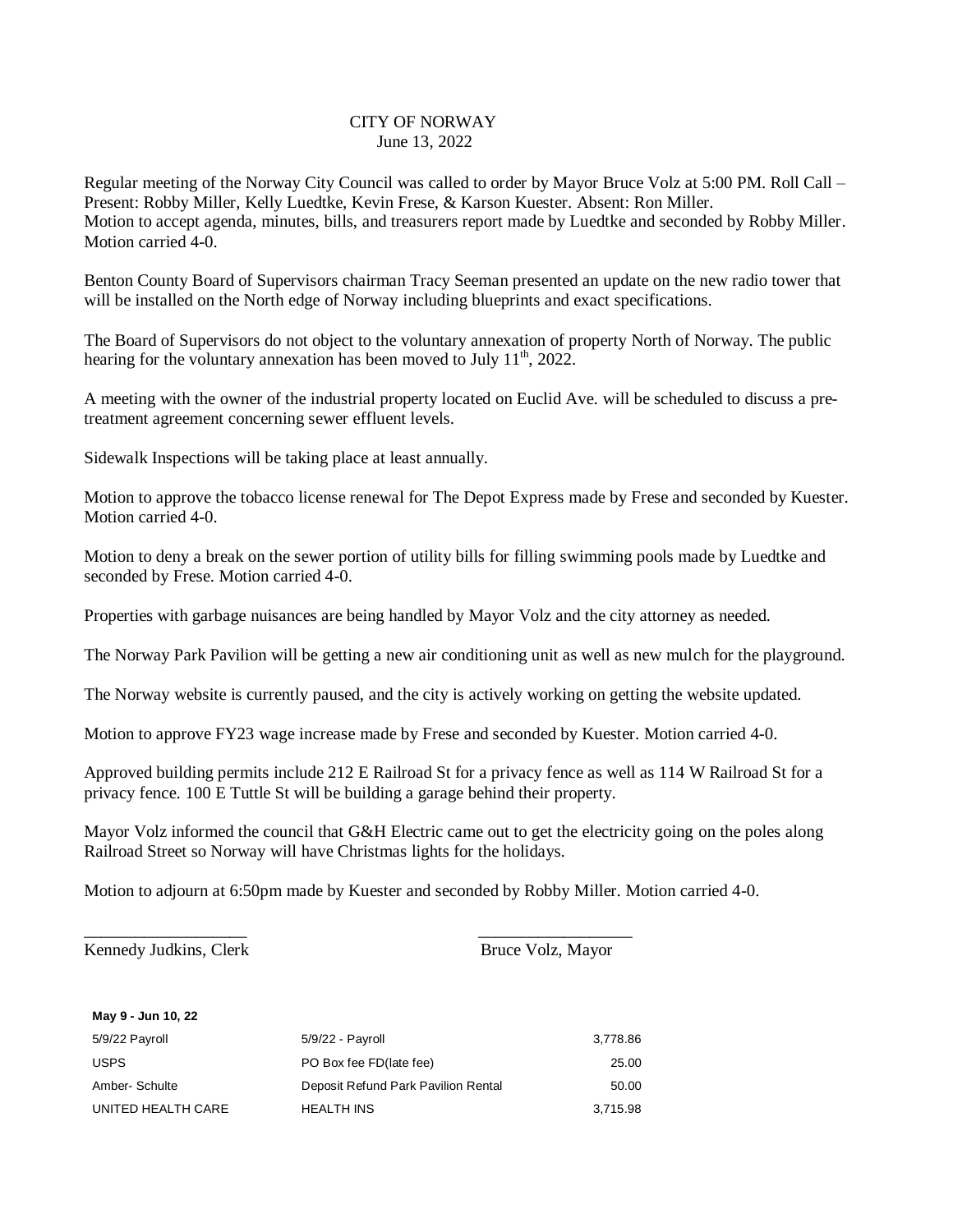# CITY OF NORWAY

June 13, 2022

Regular meeting of the Norway City Council was called to order by Mayor Bruce Volz at 5:00 PM. Roll Call – Present: Robby Miller, Kelly Luedtke, Kevin Frese, & Karson Kuester. Absent: Ron Miller.
Motion to accept agenda, minutes, bills, and treasurers report made by Luedtke and seconded by Robby Miller. Motion carried 4-0.

Benton County Board of Supervisors chairman Tracy Seeman presented an update on the new radio tower that will be installed on the North edge of Norway including blueprints and exact specifications.

The Board of Supervisors do not object to the voluntary annexation of property North of Norway. The public hearing for the voluntary annexation has been moved to July 11th, 2022.

A meeting with the owner of the industrial property located on Euclid Ave. will be scheduled to discuss a pre-treatment agreement concerning sewer effluent levels.

Sidewalk Inspections will be taking place at least annually.

Motion to approve the tobacco license renewal for The Depot Express made by Frese and seconded by Kuester. Motion carried 4-0.

Motion to deny a break on the sewer portion of utility bills for filling swimming pools made by Luedtke and seconded by Frese. Motion carried 4-0.

Properties with garbage nuisances are being handled by Mayor Volz and the city attorney as needed.

The Norway Park Pavilion will be getting a new air conditioning unit as well as new mulch for the playground.

The Norway website is currently paused, and the city is actively working on getting the website updated.

Motion to approve FY23 wage increase made by Frese and seconded by Kuester. Motion carried 4-0.

Approved building permits include 212 E Railroad St for a privacy fence as well as 114 W Railroad St for a privacy fence. 100 E Tuttle St will be building a garage behind their property.

Mayor Volz informed the council that G&H Electric came out to get the electricity going on the poles along Railroad Street so Norway will have Christmas lights for the holidays.

Motion to adjourn at 6:50pm made by Kuester and seconded by Robby Miller. Motion carried 4-0.

\_\_\_\_\_\_\_\_\_\_\_\_\_\_\_\_\_\_\_ Kennedy Judkins, Clerk

\_\_\_\_\_\_\_\_\_\_\_\_\_\_\_\_\_\_\_ Bruce Volz, Mayor

| **May 9 - Jun 10, 22** | | |
|---|---|---|
| 5/9/22 Payroll | 5/9/22 - Payroll | 3,778.86 |
| USPS | PO Box fee FD(late fee) | 25.00 |
| Amber- Schulte | Deposit Refund Park Pavilion Rental | 50.00 |
| UNITED HEALTH CARE | HEALTH INS | 3,715.98 |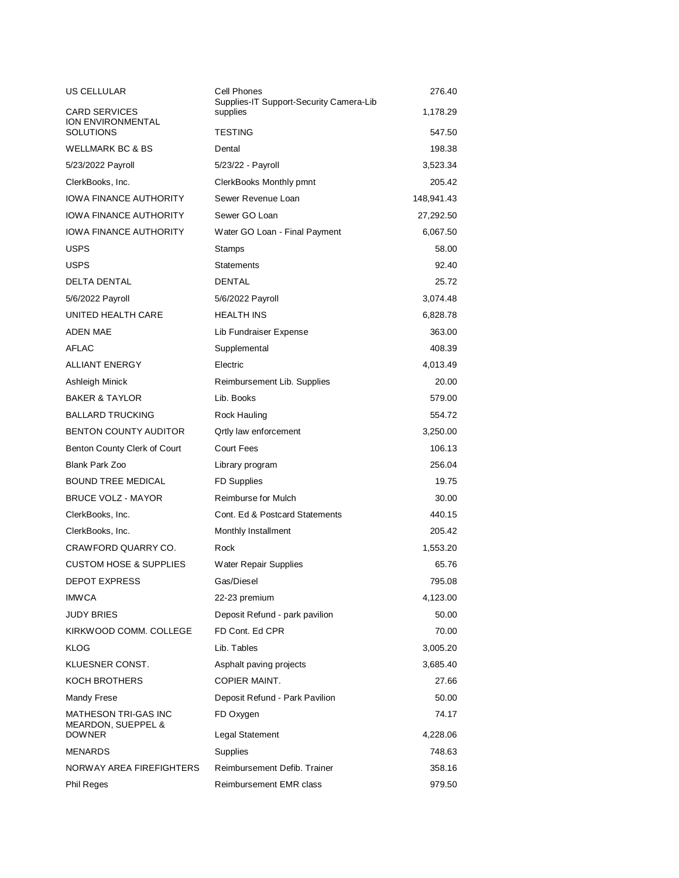| | | |
|---|---|---|
| US CELLULAR | Cell Phones | 276.40 |
| CARD SERVICES | Supplies-IT Support-Security Camera-Lib supplies | 1,178.29 |
| ION ENVIRONMENTAL SOLUTIONS | TESTING | 547.50 |
| WELLMARK BC & BS | Dental | 198.38 |
| 5/23/2022 Payroll | 5/23/22 - Payroll | 3,523.34 |
| ClerkBooks, Inc. | ClerkBooks Monthly pmnt | 205.42 |
| IOWA FINANCE AUTHORITY | Sewer Revenue Loan | 148,941.43 |
| IOWA FINANCE AUTHORITY | Sewer GO Loan | 27,292.50 |
| IOWA FINANCE AUTHORITY | Water GO Loan - Final Payment | 6,067.50 |
| USPS | Stamps | 58.00 |
| USPS | Statements | 92.40 |
| DELTA DENTAL | DENTAL | 25.72 |
| 5/6/2022 Payroll | 5/6/2022 Payroll | 3,074.48 |
| UNITED HEALTH CARE | HEALTH INS | 6,828.78 |
| ADEN MAE | Lib Fundraiser Expense | 363.00 |
| AFLAC | Supplemental | 408.39 |
| ALLIANT ENERGY | Electric | 4,013.49 |
| Ashleigh Minick | Reimbursement Lib. Supplies | 20.00 |
| BAKER & TAYLOR | Lib. Books | 579.00 |
| BALLARD TRUCKING | Rock Hauling | 554.72 |
| BENTON COUNTY AUDITOR | Qrtly law enforcement | 3,250.00 |
| Benton County Clerk of Court | Court Fees | 106.13 |
| Blank Park Zoo | Library program | 256.04 |
| BOUND TREE MEDICAL | FD Supplies | 19.75 |
| BRUCE VOLZ - MAYOR | Reimburse for Mulch | 30.00 |
| ClerkBooks, Inc. | Cont. Ed & Postcard Statements | 440.15 |
| ClerkBooks, Inc. | Monthly Installment | 205.42 |
| CRAWFORD QUARRY CO. | Rock | 1,553.20 |
| CUSTOM HOSE & SUPPLIES | Water Repair Supplies | 65.76 |
| DEPOT EXPRESS | Gas/Diesel | 795.08 |
| IMWCA | 22-23 premium | 4,123.00 |
| JUDY BRIES | Deposit Refund - park pavilion | 50.00 |
| KIRKWOOD COMM. COLLEGE | FD Cont. Ed CPR | 70.00 |
| KLOG | Lib. Tables | 3,005.20 |
| KLUESNER CONST. | Asphalt paving projects | 3,685.40 |
| KOCH BROTHERS | COPIER MAINT. | 27.66 |
| Mandy Frese | Deposit Refund - Park Pavilion | 50.00 |
| MATHESON TRI-GAS INC | FD Oxygen | 74.17 |
| MEARDON, SUEPPEL & DOWNER | Legal Statement | 4,228.06 |
| MENARDS | Supplies | 748.63 |
| NORWAY AREA FIREFIGHTERS | Reimbursement Defib. Trainer | 358.16 |
| Phil Reges | Reimbursement EMR class | 979.50 |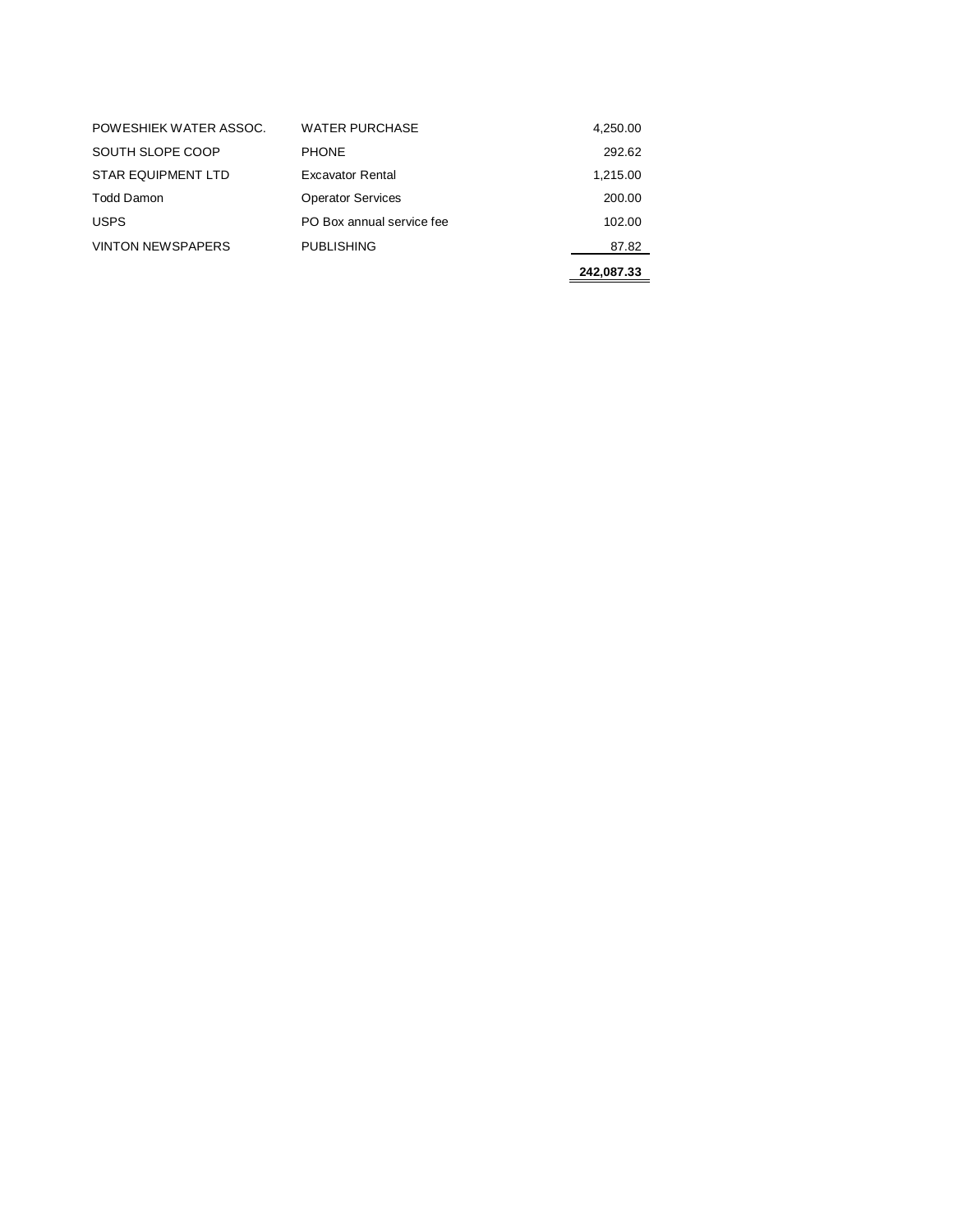| | | |
|---|---|---|
| POWESHIEK WATER ASSOC. | WATER PURCHASE | 4,250.00 |
| SOUTH SLOPE COOP | PHONE | 292.62 |
| STAR EQUIPMENT LTD | Excavator Rental | 1,215.00 |
| Todd Damon | Operator Services | 200.00 |
| USPS | PO Box annual service fee | 102.00 |
| VINTON NEWSPAPERS | PUBLISHING | 87.82 |
| | | **242,087.33** |